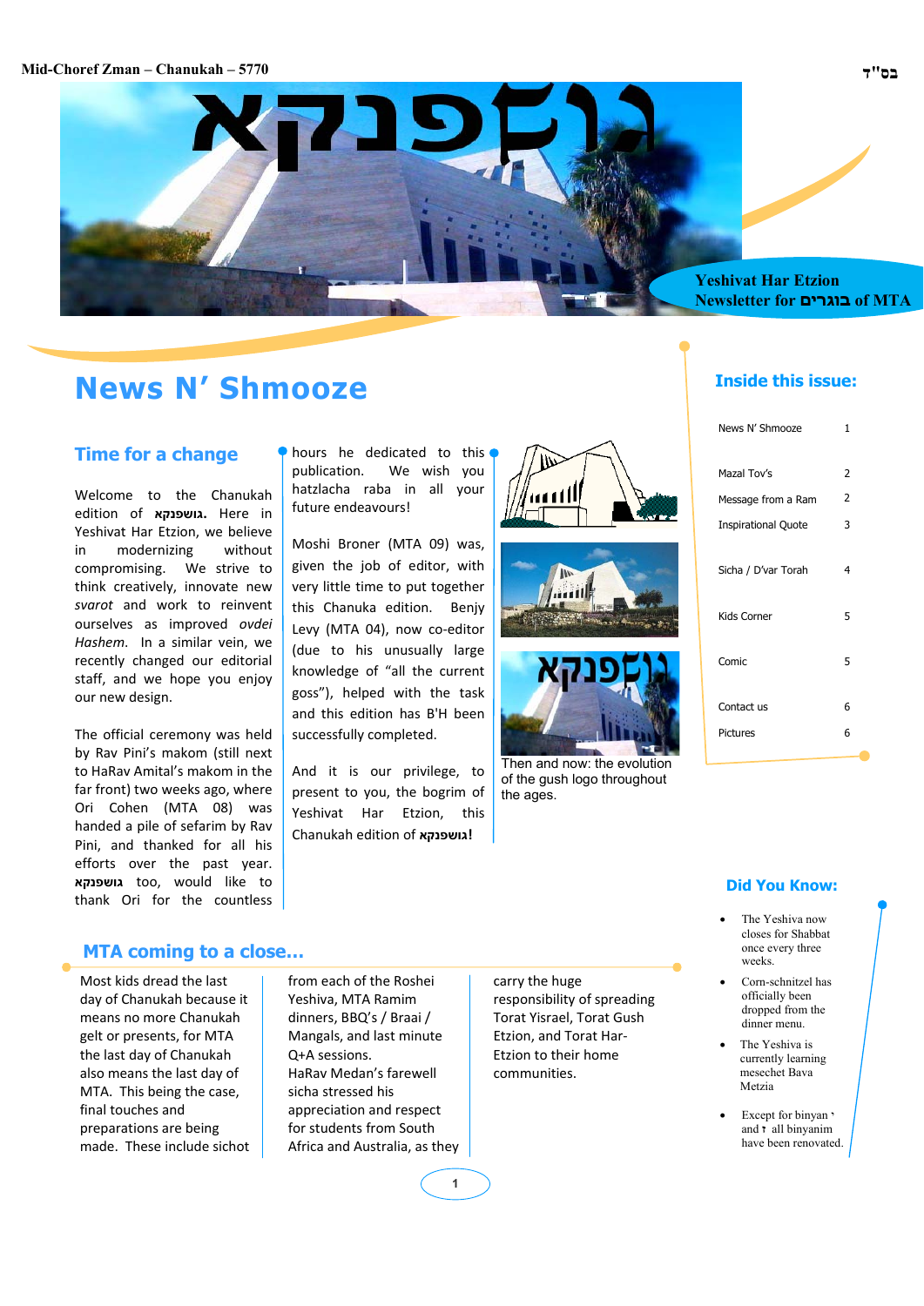Mid-Choref Zman – Chanukah – 5770

בס"ד

# גושפנקא

**Yeshivat Har Etzion**
**Newsletter for בוגרים of MTA**

# News N' Shmooze

## Time for a change

Welcome to the Chanukah edition of **גושפנקא.** Here in Yeshivat Har Etzion, we believe in modernizing without compromising. We strive to think creatively, innovate new *svarot* and work to reinvent ourselves as improved *ovdei Hashem*. In a similar vein, we recently changed our editorial staff, and we hope you enjoy our new design.

The official ceremony was held by Rav Pini's makom (still next to HaRav Amital's makom in the far front) two weeks ago, where Ori Cohen (MTA 08) was handed a pile of sefarim by Rav Pini, and thanked for all his efforts over the past year. **גושפנקא** too, would like to thank Ori for the countless hours he dedicated to this publication. We wish you hatzlacha raba in all your future endeavours!

Moshi Broner (MTA 09) was, given the job of editor, with very little time to put together this Chanuka edition. Benjy Levy (MTA 04), now co-editor (due to his unusually large knowledge of "all the current goss"), helped with the task and this edition has B'H been successfully completed.

And it is our privilege, to present to you, the bogrim of Yeshivat Har Etzion, this Chanukah edition of **גושפנקא!**

Then and now: the evolution of the gush logo throughout the ages.

## MTA coming to a close...

Most kids dread the last day of Chanukah because it means no more Chanukah gelt or presents, for MTA the last day of Chanukah also means the last day of MTA. This being the case, final touches and preparations are being made. These include sichot from each of the Roshei Yeshiva, MTA Ramim dinners, BBQ's / Braai / Mangals, and last minute Q+A sessions. HaRav Medan's farewell sicha stressed his appreciation and respect for students from South Africa and Australia, as they carry the huge responsibility of spreading Torat Yisrael, Torat Gush Etzion, and Torat Har-Etzion to their home communities.

## Inside this issue:

| | |
|---|---|
| News N' Shmooze | 1 |
| Mazal Tov's | 2 |
| Message from a Ram | 2 |
| Inspirational Quote | 3 |
| Sicha / D'var Torah | 4 |
| Kids Corner | 5 |
| Comic | 5 |
| Contact us | 6 |
| Pictures | 6 |

## Did You Know:

- The Yeshiva now closes for Shabbat once every three weeks.
- Corn-schnitzel has officially been dropped from the dinner menu.
- The Yeshiva is currently learning mesechet Bava Metzia
- Except for binyan י and ז all binyanim have been renovated.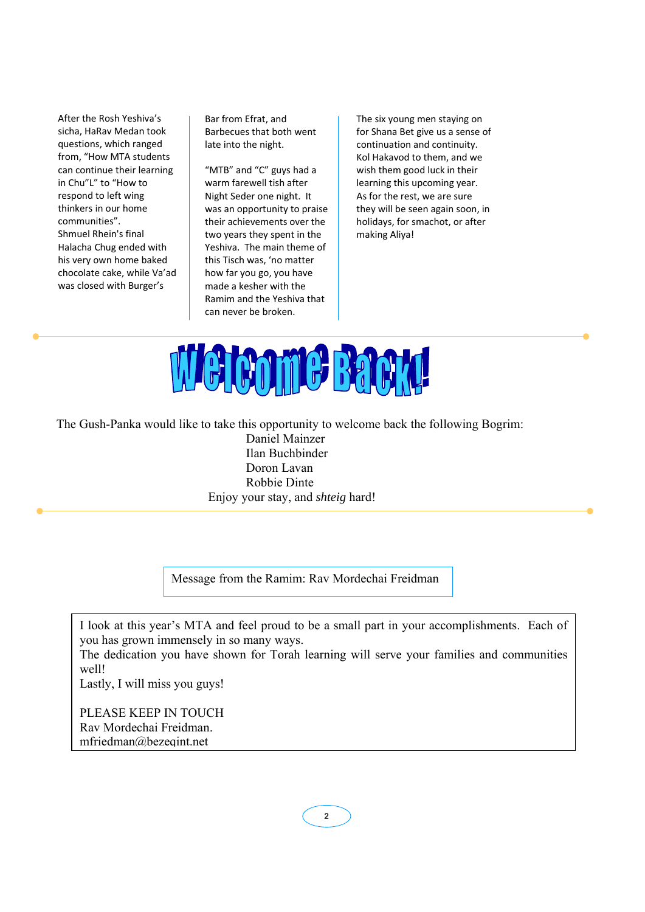After the Rosh Yeshiva's sicha, HaRav Medan took questions, which ranged from, "How MTA students can continue their learning in Chu"L" to "How to respond to left wing thinkers in our home communities". Shmuel Rhein's final Halacha Chug ended with his very own home baked chocolate cake, while Va'ad was closed with Burger's Bar from Efrat, and Barbecues that both went late into the night.

"MTB" and "C" guys had a warm farewell tish after Night Seder one night. It was an opportunity to praise their achievements over the two years they spent in the Yeshiva. The main theme of this Tisch was, 'no matter how far you go, you have made a kesher with the Ramim and the Yeshiva that can never be broken.

The six young men staying on for Shana Bet give us a sense of continuation and continuity. Kol Hakavod to them, and we wish them good luck in their learning this upcoming year. As for the rest, we are sure they will be seen again soon, in holidays, for smachot, or after making Aliya!

# Welcome Back!

The Gush-Panka would like to take this opportunity to welcome back the following Bogrim:

Daniel Mainzer
Ilan Buchbinder
Doron Lavan
Robbie Dinte

Enjoy your stay, and *shteig* hard!

## Message from the Ramim: Rav Mordechai Freidman

I look at this year's MTA and feel proud to be a small part in your accomplishments. Each of you has grown immensely in so many ways.
The dedication you have shown for Torah learning will serve your families and communities well!
Lastly, I will miss you guys!

PLEASE KEEP IN TOUCH
Rav Mordechai Freidman.
mfriedman@bezeqint.net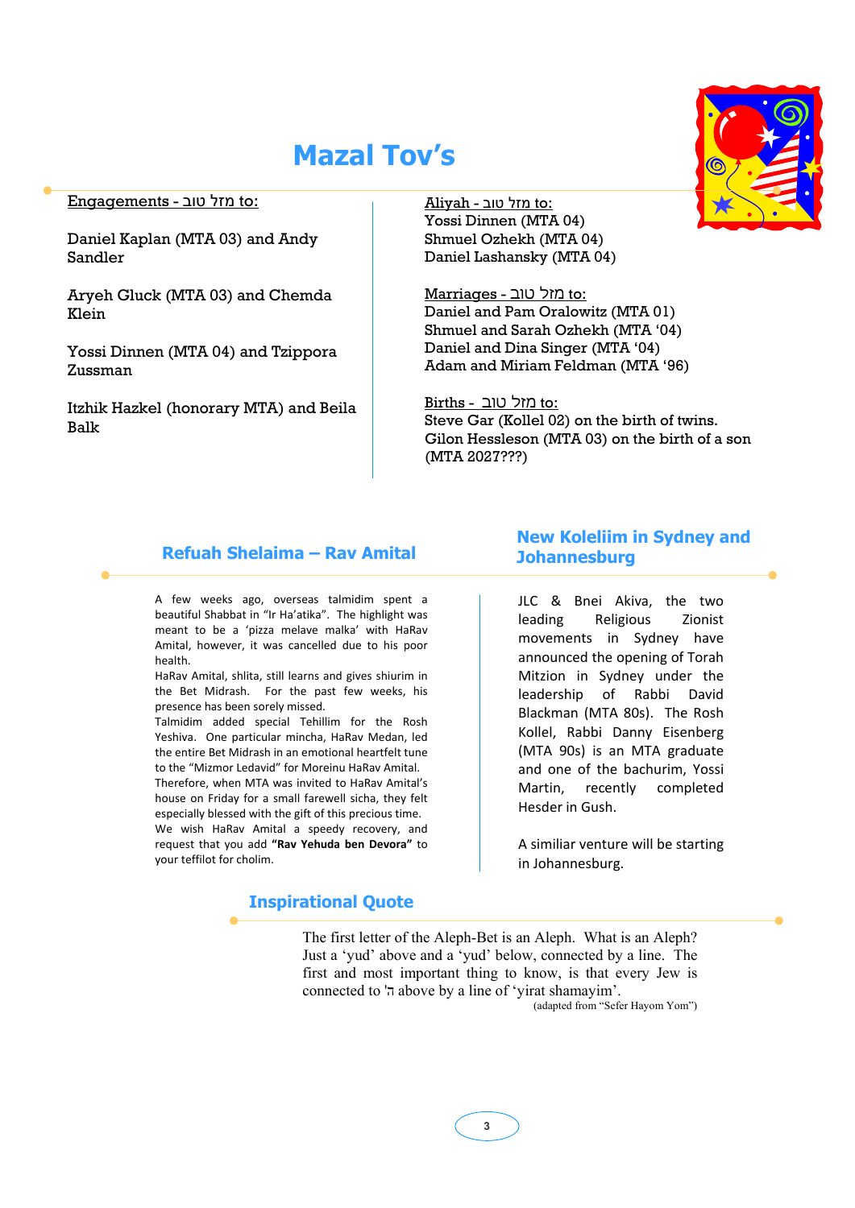# Mazal Tov's

**Engagements - מזל טוב to:**

Daniel Kaplan (MTA 03) and Andy Sandler

Aryeh Gluck (MTA 03) and Chemda Klein

Yossi Dinnen (MTA 04) and Tzippora Zussman

Itzhik Hazkel (honorary MTA) and Beila Balk

**Aliyah - מזל טוב to:**

Yossi Dinnen (MTA 04)
Shmuel Ozhekh (MTA 04)
Daniel Lashansky (MTA 04)

**Marriages - מזל טוב to:**

Daniel and Pam Oralowitz (MTA 01)
Shmuel and Sarah Ozhekh (MTA '04)
Daniel and Dina Singer (MTA '04)
Adam and Miriam Feldman (MTA '96)

**Births - מזל טוב to:**

Steve Gar (Kollel 02) on the birth of twins.
Gilon Hessleson (MTA 03) on the birth of a son (MTA 2027???)

## Refuah Shelaima – Rav Amital

A few weeks ago, overseas talmidim spent a beautiful Shabbat in "Ir Ha'atika". The highlight was meant to be a 'pizza melave malka' with HaRav Amital, however, it was cancelled due to his poor health.

HaRav Amital, shlita, still learns and gives shiurim in the Bet Midrash. For the past few weeks, his presence has been sorely missed.

Talmidim added special Tehillim for the Rosh Yeshiva. One particular mincha, HaRav Medan, led the entire Bet Midrash in an emotional heartfelt tune to the "Mizmor Ledavid" for Moreinu HaRav Amital.

Therefore, when MTA was invited to HaRav Amital's house on Friday for a small farewell sicha, they felt especially blessed with the gift of this precious time.

We wish HaRav Amital a speedy recovery, and request that you add **"Rav Yehuda ben Devora"** to your teffilot for cholim.

## New Koleliim in Sydney and Johannesburg

JLC & Bnei Akiva, the two leading Religious Zionist movements in Sydney have announced the opening of Torah Mitzion in Sydney under the leadership of Rabbi David Blackman (MTA 80s). The Rosh Kollel, Rabbi Danny Eisenberg (MTA 90s) is an MTA graduate and one of the bachurim, Yossi Martin, recently completed Hesder in Gush.

A similiar venture will be starting in Johannesburg.

## Inspirational Quote

The first letter of the Aleph-Bet is an Aleph. What is an Aleph? Just a 'yud' above and a 'yud' below, connected by a line. The first and most important thing to know, is that every Jew is connected to ה' above by a line of 'yirat shamayim'.

(adapted from "Sefer Hayom Yom")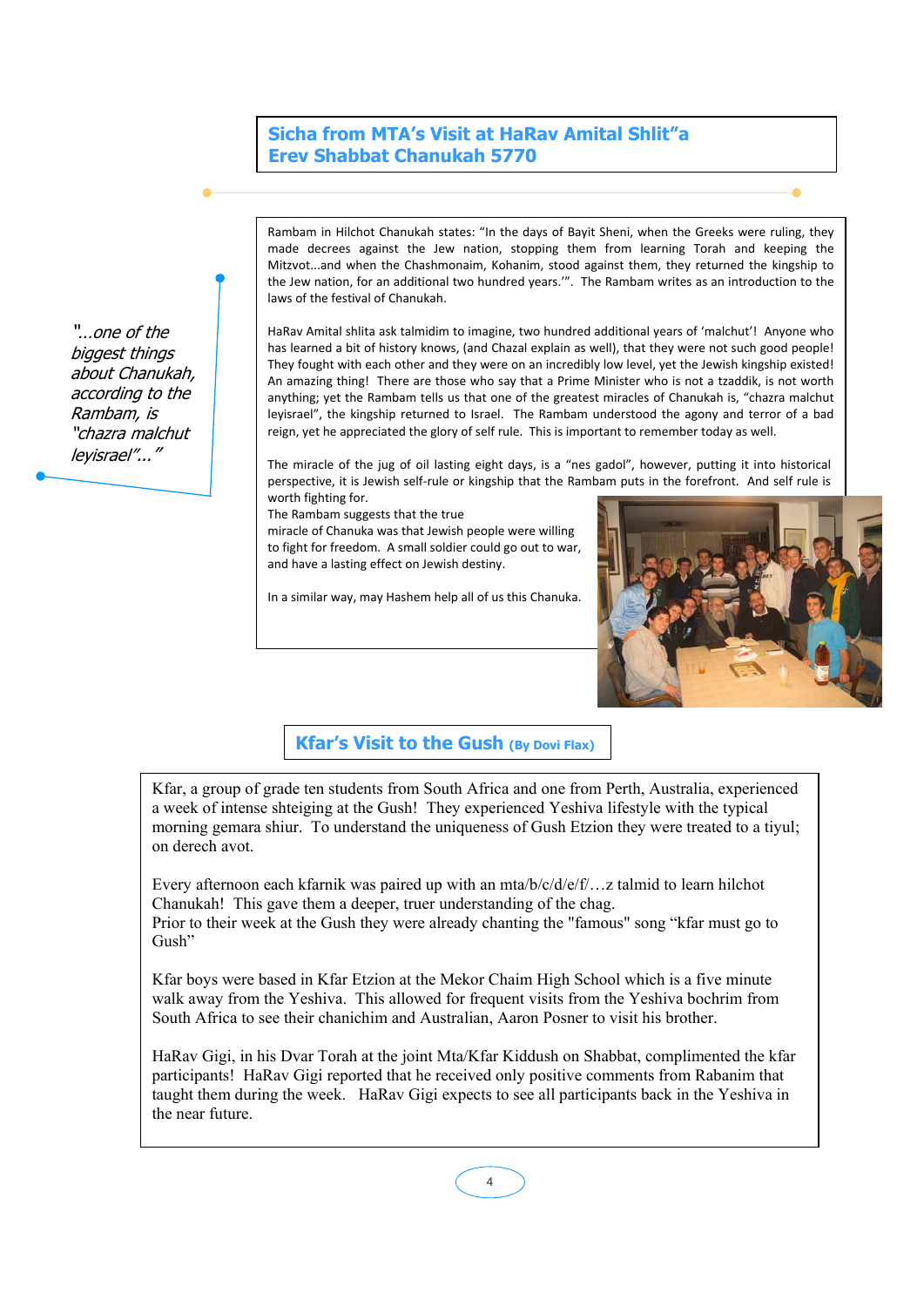## Sicha from MTA's Visit at HaRav Amital Shlit"a
## Erev Shabbat Chanukah 5770

*"...one of the biggest things about Chanukah, according to the Rambam, is "chazra malchut leyisrael"..."*

Rambam in Hilchot Chanukah states: "In the days of Bayit Sheni, when the Greeks were ruling, they made decrees against the Jew nation, stopping them from learning Torah and keeping the Mitzvot...and when the Chashmonaim, Kohanim, stood against them, they returned the kingship to the Jew nation, for an additional two hundred years.'". The Rambam writes as an introduction to the laws of the festival of Chanukah.

HaRav Amital shlita ask talmidim to imagine, two hundred additional years of 'malchut'! Anyone who has learned a bit of history knows, (and Chazal explain as well), that they were not such good people! They fought with each other and they were on an incredibly low level, yet the Jewish kingship existed! An amazing thing! There are those who say that a Prime Minister who is not a tzaddik, is not worth anything; yet the Rambam tells us that one of the greatest miracles of Chanukah is, "chazra malchut leyisrael", the kingship returned to Israel. The Rambam understood the agony and terror of a bad reign, yet he appreciated the glory of self rule. This is important to remember today as well.

The miracle of the jug of oil lasting eight days, is a "nes gadol", however, putting it into historical perspective, it is Jewish self-rule or kingship that the Rambam puts in the forefront. And self rule is worth fighting for.
The Rambam suggests that the true miracle of Chanuka was that Jewish people were willing to fight for freedom. A small soldier could go out to war, and have a lasting effect on Jewish destiny.

In a similar way, may Hashem help all of us this Chanuka.

## Kfar's Visit to the Gush (By Dovi Flax)

Kfar, a group of grade ten students from South Africa and one from Perth, Australia, experienced a week of intense shteiging at the Gush! They experienced Yeshiva lifestyle with the typical morning gemara shiur. To understand the uniqueness of Gush Etzion they were treated to a tiyul; on derech avot.

Every afternoon each kfarnik was paired up with an mta/b/c/d/e/f/…z talmid to learn hilchot Chanukah! This gave them a deeper, truer understanding of the chag.
Prior to their week at the Gush they were already chanting the "famous" song "kfar must go to Gush"

Kfar boys were based in Kfar Etzion at the Mekor Chaim High School which is a five minute walk away from the Yeshiva. This allowed for frequent visits from the Yeshiva bochrim from South Africa to see their chanichim and Australian, Aaron Posner to visit his brother.

HaRav Gigi, in his Dvar Torah at the joint Mta/Kfar Kiddush on Shabbat, complimented the kfar participants! HaRav Gigi reported that he received only positive comments from Rabanim that taught them during the week. HaRav Gigi expects to see all participants back in the Yeshiva in the near future.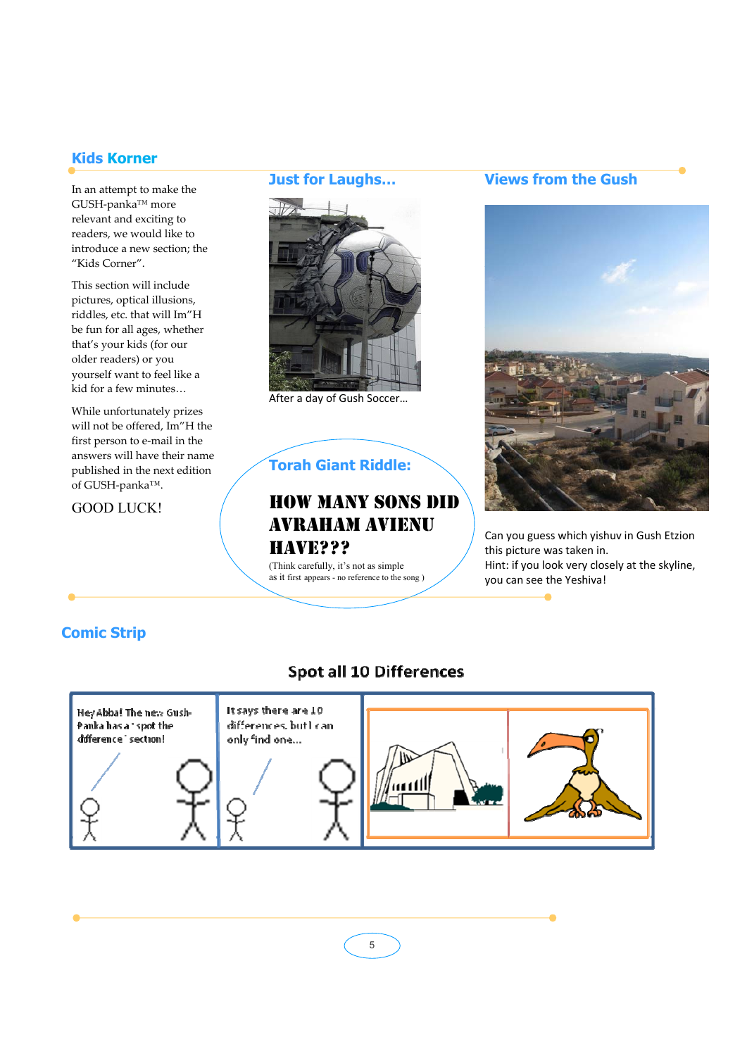## Kids Korner

In an attempt to make the GUSH-panka™ more relevant and exciting to readers, we would like to introduce a new section; the "Kids Corner".

This section will include pictures, optical illusions, riddles, etc. that will Im"H be fun for all ages, whether that's your kids (for our older readers) or you yourself want to feel like a kid for a few minutes…

While unfortunately prizes will not be offered, Im"H the first person to e-mail in the answers will have their name published in the next edition of GUSH-panka™.

GOOD LUCK!

## Just for Laughs…

After a day of Gush Soccer…

## Torah Giant Riddle:

**HOW MANY SONS DID AVRAHAM AVIENU HAVE???**

(Think carefully, it's not as simple as it first appears - no reference to the song )

## Views from the Gush

Can you guess which yishuv in Gush Etzion this picture was taken in.
Hint: if you look very closely at the skyline, you can see the Yeshiva!

## Comic Strip

### Spot all 10 Differences

Hey Abba! The new Gush-Panka has a 'spot the difference' section!

It says there are 10 differences, but I can only find one…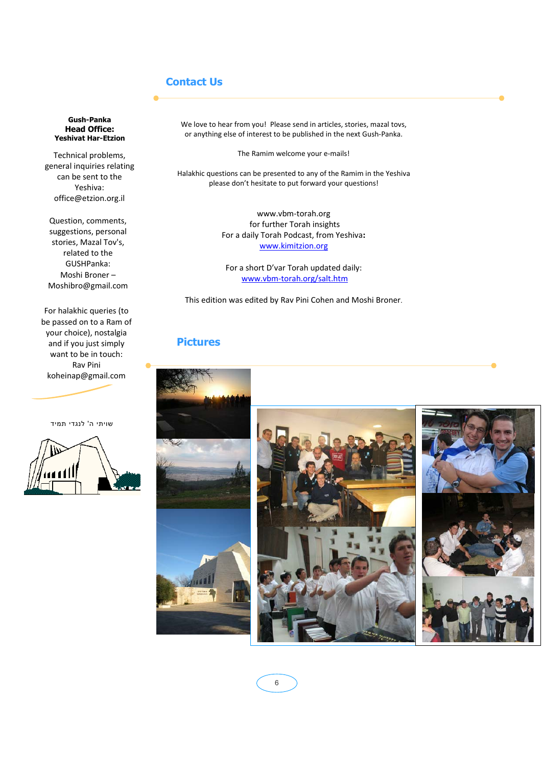## Contact Us

We love to hear from you! Please send in articles, stories, mazal tovs, or anything else of interest to be published in the next Gush-Panka.

The Ramim welcome your e-mails!

Halakhic questions can be presented to any of the Ramim in the Yeshiva please don't hesitate to put forward your questions!

www.vbm-torah.org
for further Torah insights
For a daily Torah Podcast, from Yeshiva:
www.kimitzion.org

For a short D'var Torah updated daily:
www.vbm-torah.org/salt.htm

This edition was edited by Rav Pini Cohen and Moshi Broner.

**Gush-Panka**
**Head Office:**
**Yeshivat Har-Etzion**

Technical problems, general inquiries relating can be sent to the Yeshiva:
office@etzion.org.il

Question, comments, suggestions, personal stories, Mazal Tov's, related to the GUSHPanka:
Moshi Broner – Moshibro@gmail.com

For halakhic queries (to be passed on to a Ram of your choice), nostalgia and if you just simply want to be in touch:
Rav Pini
koheinap@gmail.com

שויתי ה' לנגדי תמיד

## Pictures